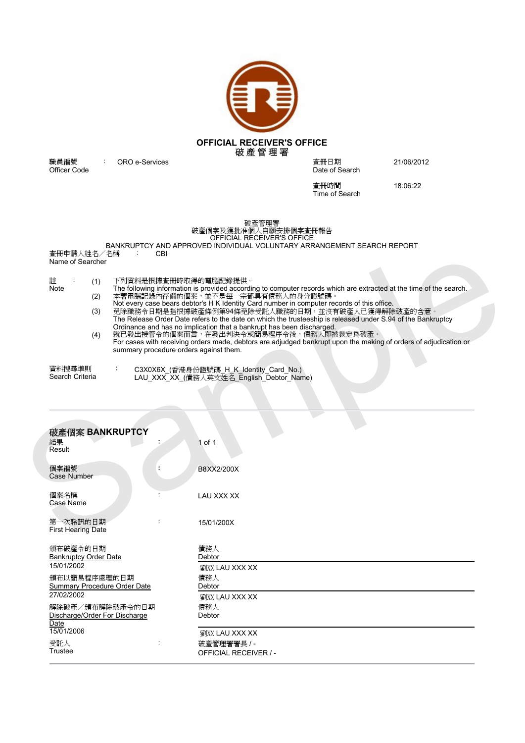# OFFICIAL RECEIVER'S OFFICE
# 破產管理署

| | | | |
|---|---|---|---|
| 職員編號<br>Officer Code | : ORO e-Services | 查冊日期<br>Date of Search | 21/06/2012 |
| | | 查冊時間<br>Time of Search | 18:06:22 |

破產管理署
破產個案及獲批准個人自願安排個案查冊報告
OFFICIAL RECEIVER'S OFFICE
BANKRUPTCY AND APPROVED INDIVIDUAL VOLUNTARY ARRANGEMENT SEARCH REPORT

查冊申請人姓名／名稱 Name of Searcher : CBI

註 Note :

(1) 下列資料是根據查冊時取得的電腦記錄提供。
The following information is provided according to computer records which are extracted at the time of the search.

(2) 本署電腦記錄內存備的個案，並不是每一宗都具有債務人的身分證號碼。
Not every case bears debtor's H K Identity Card number in computer records of this office.

(3) 免除職務令日期是指根據破產條例第94條免除受託人職務的日期，並沒有破產人已獲得解除破產的含意。
The Release Order Date refers to the date on which the trusteeship is released under S.94 of the Bankruptcy Ordinance and has no implication that a bankrupt has been discharged.

(4) 就已發出接管令的個案而言，在發出判決令或簡易程序令後，債務人即被裁定為破產。
For cases with receiving orders made, debtors are adjudged bankrupt upon the making of orders of adjudication or summary procedure orders against them.

資料搜尋準則 Search Criteria : C3X0X6X_(香港身份證號碼_H_K_Identity_Card_No.)
LAU_XXX_XX_(債務人英文姓名_English_Debtor_Name)

## 破產個案 BANKRUPTCY

| | | |
|---|---|---|
| 結果<br>Result | : | 1 of 1 |
| 個案編號<br>Case Number | : | B8XX2/200X |
| 個案名稱<br>Case Name | : | LAU XXX XX |
| 第一次聆訊的日期<br>First Hearing Date | : | 15/01/200X |
| 頒布破產令的日期<br>Bankruptcy Order Date<br>15/01/2002 | | 債務人<br>Debtor<br>劉XX LAU XXX XX |
| 頒布以簡易程序處理的日期<br>Summary Procedure Order Date<br>27/02/2002 | | 債務人<br>Debtor<br>劉XX LAU XXX XX |
| 解除破產／頒布解除破產令的日期<br>Discharge/Order For Discharge Date<br>15/01/2006 | | 債務人<br>Debtor<br>劉XX LAU XXX XX |
| 受託人<br>Trustee | : | 破產管理署署長 / -<br>OFFICIAL RECEIVER / - |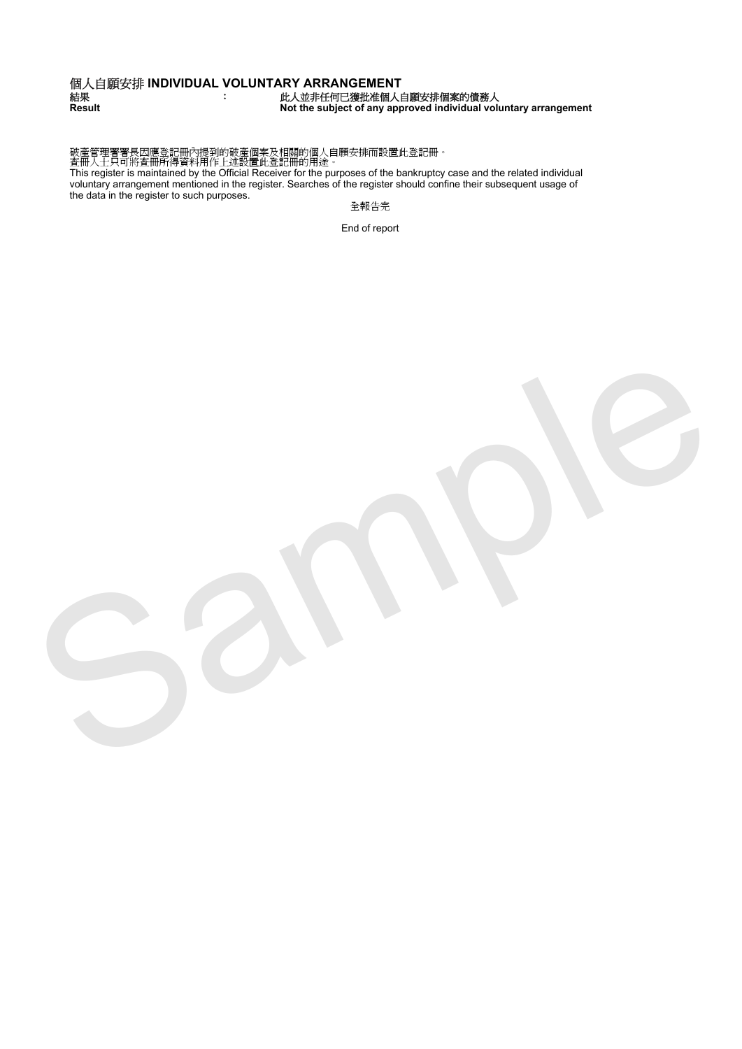## 個人自願安排 INDIVIDUAL VOLUNTARY ARRANGEMENT

| | | |
|---|---|---|
| **結果** **Result** | **:** | **此人並非任何已獲批准個人自願安排個案的債務人** **Not the subject of any approved individual voluntary arrangement** |

破產管理署署長因應登記冊內提到的破產個案及相關的個人自願安排而設置此登記冊。
查冊人士只可將查冊所得資料用作上述設置此登記冊的用途。

This register is maintained by the Official Receiver for the purposes of the bankruptcy case and the related individual voluntary arrangement mentioned in the register. Searches of the register should confine their subsequent usage of the data in the register to such purposes.

全報告完

End of report

Sample